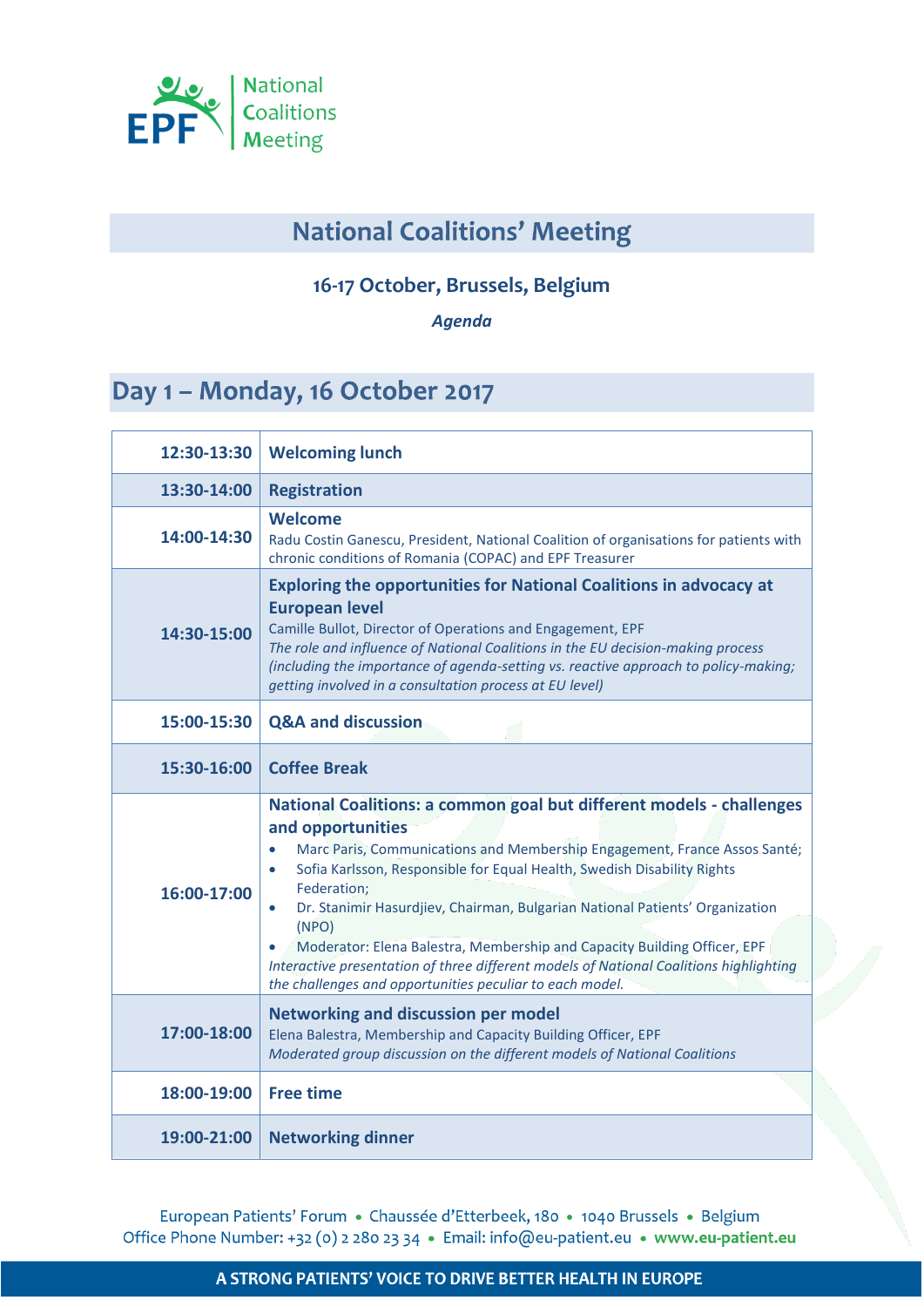# National Coalitions' Meeting

### 16-17 October, Brussels, Belgium

*Agenda*

## Day 1 – Monday, 16 October 2017

| Time | Session |
|---|---|
| 12:30-13:30 | **Welcoming lunch** |
| 13:30-14:00 | **Registration** |
| 14:00-14:30 | **Welcome**<br>Radu Costin Ganescu, President, National Coalition of organisations for patients with chronic conditions of Romania (COPAC) and EPF Treasurer |
| 14:30-15:00 | **Exploring the opportunities for National Coalitions in advocacy at European level**<br>Camille Bullot, Director of Operations and Engagement, EPF<br>*The role and influence of National Coalitions in the EU decision-making process (including the importance of agenda-setting vs. reactive approach to policy-making; getting involved in a consultation process at EU level)* |
| 15:00-15:30 | **Q&A and discussion** |
| 15:30-16:00 | **Coffee Break** |
| 16:00-17:00 | **National Coalitions: a common goal but different models - challenges and opportunities**<br>• Marc Paris, Communications and Membership Engagement, France Assos Santé;<br>• Sofia Karlsson, Responsible for Equal Health, Swedish Disability Rights Federation;<br>• Dr. Stanimir Hasurdjiev, Chairman, Bulgarian National Patients' Organization (NPO)<br>• Moderator: Elena Balestra, Membership and Capacity Building Officer, EPF<br>*Interactive presentation of three different models of National Coalitions highlighting the challenges and opportunities peculiar to each model.* |
| 17:00-18:00 | **Networking and discussion per model**<br>Elena Balestra, Membership and Capacity Building Officer, EPF<br>*Moderated group discussion on the different models of National Coalitions* |
| 18:00-19:00 | **Free time** |
| 19:00-21:00 | **Networking dinner** |

European Patients' Forum • Chaussée d'Etterbeek, 180 • 1040 Brussels • Belgium
Office Phone Number: +32 (0) 2 280 23 34 • Email: info@eu-patient.eu • www.eu-patient.eu

A STRONG PATIENTS' VOICE TO DRIVE BETTER HEALTH IN EUROPE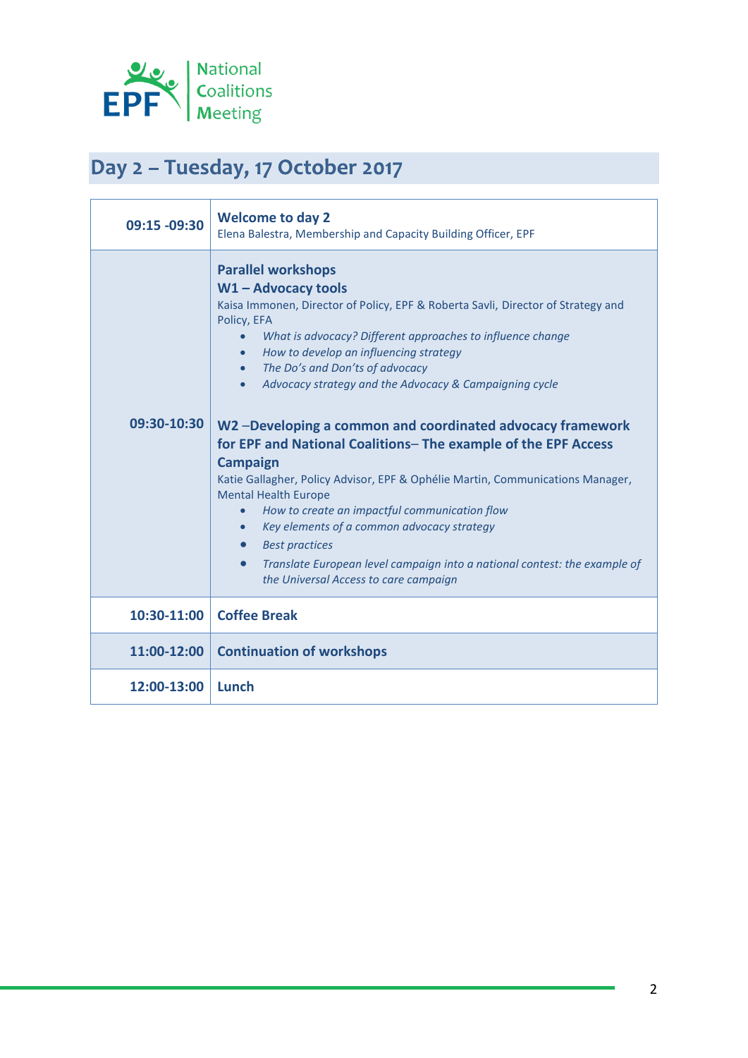EPF National Coalitions Meeting

## Day 2 – Tuesday, 17 October 2017

| | |
|---|---|
| 09:15 -09:30 | **Welcome to day 2**<br>Elena Balestra, Membership and Capacity Building Officer, EPF |
| 09:30-10:30 | **Parallel workshops**<br>**W1 – Advocacy tools**<br>Kaisa Immonen, Director of Policy, EPF & Roberta Savli, Director of Strategy and Policy, EFA<br>• *What is advocacy? Different approaches to influence change*<br>• *How to develop an influencing strategy*<br>• *The Do's and Don'ts of advocacy*<br>• *Advocacy strategy and the Advocacy & Campaigning cycle*<br><br>**W2 –Developing a common and coordinated advocacy framework for EPF and National Coalitions– The example of the EPF Access Campaign**<br>Katie Gallagher, Policy Advisor, EPF & Ophélie Martin, Communications Manager, Mental Health Europe<br>• *How to create an impactful communication flow*<br>• *Key elements of a common advocacy strategy*<br>• *Best practices*<br>• *Translate European level campaign into a national contest: the example of the Universal Access to care campaign* |
| 10:30-11:00 | **Coffee Break** |
| 11:00-12:00 | **Continuation of workshops** |
| 12:00-13:00 | **Lunch** |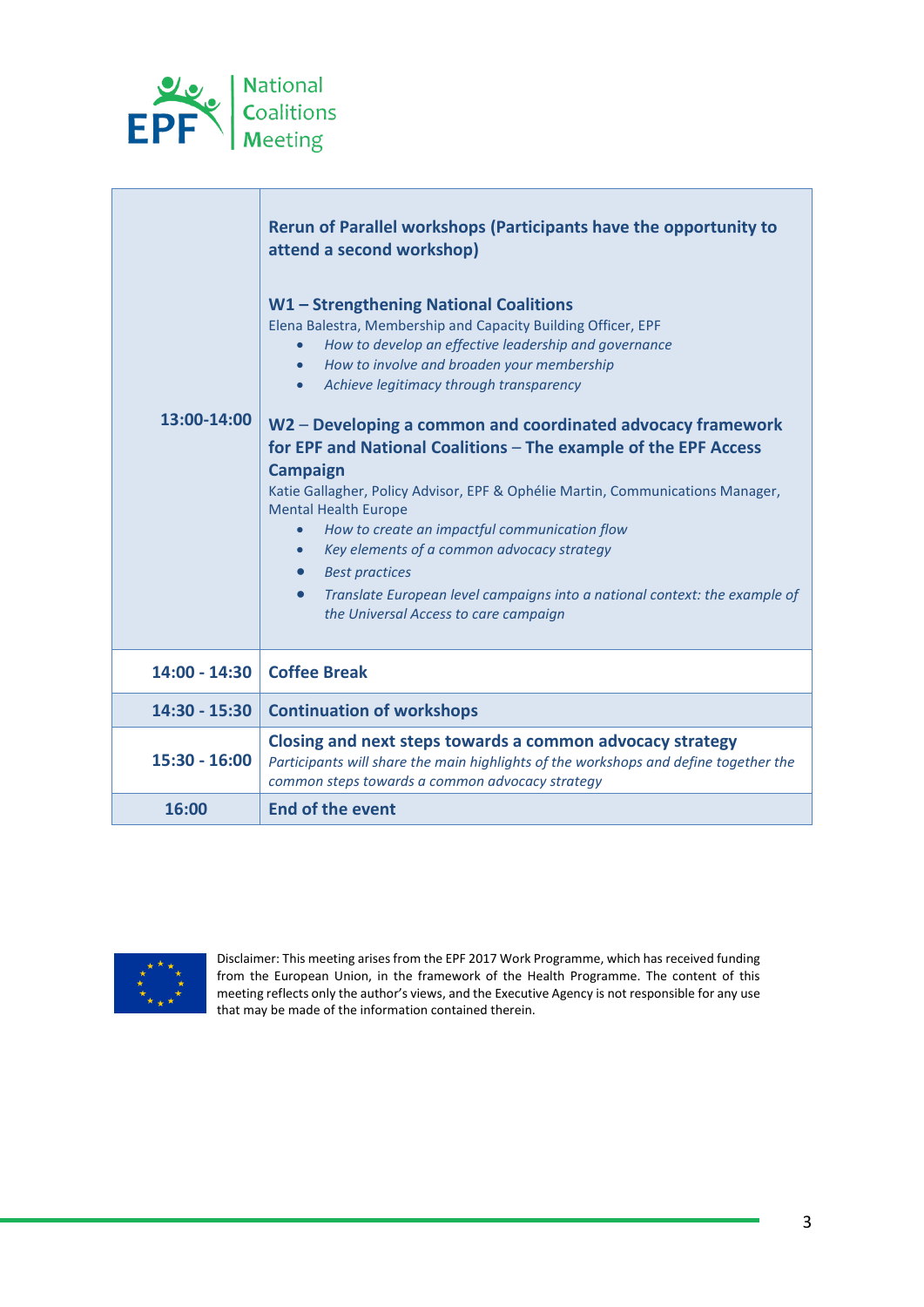| | |
|---|---|
| 13:00-14:00 | **Rerun of Parallel workshops (Participants have the opportunity to attend a second workshop)**<br><br>**W1 – Strengthening National Coalitions**<br>Elena Balestra, Membership and Capacity Building Officer, EPF<br>• *How to develop an effective leadership and governance*<br>• *How to involve and broaden your membership*<br>• *Achieve legitimacy through transparency*<br><br>**W2 – Developing a common and coordinated advocacy framework for EPF and National Coalitions – The example of the EPF Access Campaign**<br>Katie Gallagher, Policy Advisor, EPF & Ophélie Martin, Communications Manager, Mental Health Europe<br>• *How to create an impactful communication flow*<br>• *Key elements of a common advocacy strategy*<br>• *Best practices*<br>• *Translate European level campaigns into a national context: the example of the Universal Access to care campaign* |
| 14:00 - 14:30 | **Coffee Break** |
| 14:30 - 15:30 | **Continuation of workshops** |
| 15:30 - 16:00 | **Closing and next steps towards a common advocacy strategy**<br>*Participants will share the main highlights of the workshops and define together the common steps towards a common advocacy strategy* |
| 16:00 | **End of the event** |

Disclaimer: This meeting arises from the EPF 2017 Work Programme, which has received funding from the European Union, in the framework of the Health Programme. The content of this meeting reflects only the author's views, and the Executive Agency is not responsible for any use that may be made of the information contained therein.